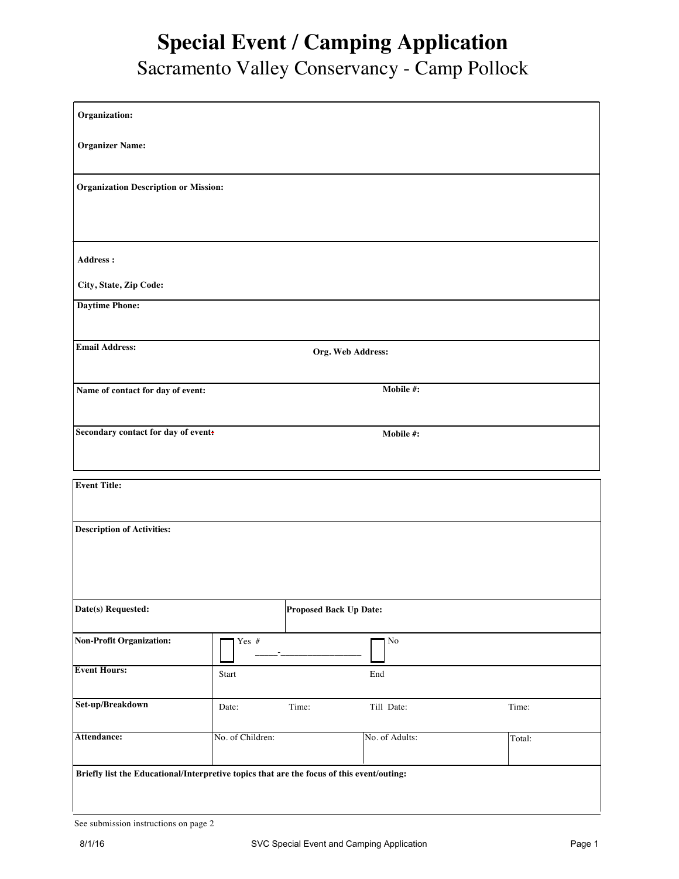# Special Event / Camping Application

## Sacramento Valley Conservancy - Camp Pollock

**Organization:**

**Organizer Name:**

**Organization Description or Mission:**

**Address :**

**City, State, Zip Code:**

**Daytime Phone:**

**Email Address:** **Org. Web Address:**

**Name of contact for day of event:** **Mobile #:**

**Secondary contact for day of event:** **Mobile #:**

**Event Title:**

**Description of Activities:**

| **Date(s) Requested:** | | **Proposed Back Up Date:** | |
|---|---|---|---|
| **Non-Profit Organization:** | ☐ Yes # _____-_________________ | ☐ No | |
| **Event Hours:** | Start | End | |
| **Set-up/Breakdown** | Date: Time: | Till Date: | Time: |
| **Attendance:** | No. of Children: | No. of Adults: | Total: |

**Briefly list the Educational/Interpretive topics that are the focus of this event/outing:**

See submission instructions on page 2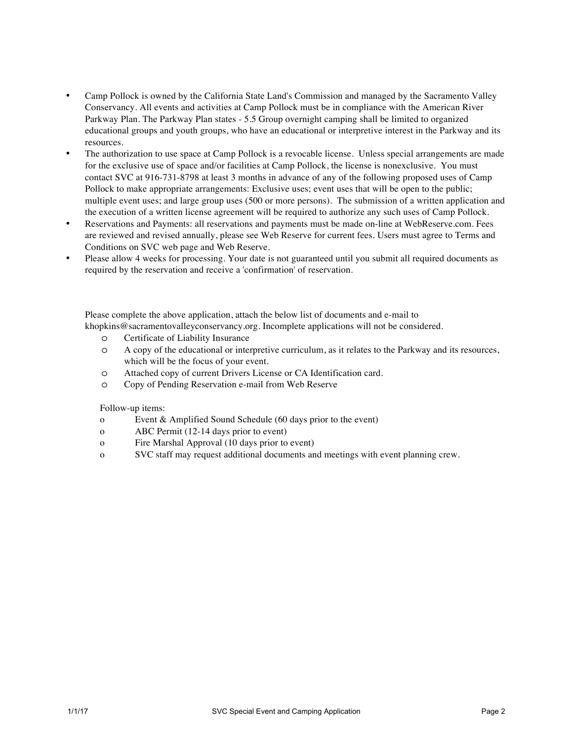- Camp Pollock is owned by the California State Land's Commission and managed by the Sacramento Valley Conservancy. All events and activities at Camp Pollock must be in compliance with the American River Parkway Plan. The Parkway Plan states - 5.5 Group overnight camping shall be limited to organized educational groups and youth groups, who have an educational or interpretive interest in the Parkway and its resources.
- The authorization to use space at Camp Pollock is a revocable license. Unless special arrangements are made for the exclusive use of space and/or facilities at Camp Pollock, the license is nonexclusive. You must contact SVC at 916-731-8798 at least 3 months in advance of any of the following proposed uses of Camp Pollock to make appropriate arrangements: Exclusive uses; event uses that will be open to the public; multiple event uses; and large group uses (500 or more persons). The submission of a written application and the execution of a written license agreement will be required to authorize any such uses of Camp Pollock.
- Reservations and Payments: all reservations and payments must be made on-line at WebReserve.com. Fees are reviewed and revised annually, please see Web Reserve for current fees. Users must agree to Terms and Conditions on SVC web page and Web Reserve.
- Please allow 4 weeks for processing. Your date is not guaranteed until you submit all required documents as required by the reservation and receive a 'confirmation' of reservation.

Please complete the above application, attach the below list of documents and e-mail to khopkins@sacramentovalleyconservancy.org. Incomplete applications will not be considered.

- Certificate of Liability Insurance
- A copy of the educational or interpretive curriculum, as it relates to the Parkway and its resources, which will be the focus of your event.
- Attached copy of current Drivers License or CA Identification card.
- Copy of Pending Reservation e-mail from Web Reserve

Follow-up items:

- Event & Amplified Sound Schedule (60 days prior to the event)
- ABC Permit (12-14 days prior to event)
- Fire Marshal Approval (10 days prior to event)
- SVC staff may request additional documents and meetings with event planning crew.